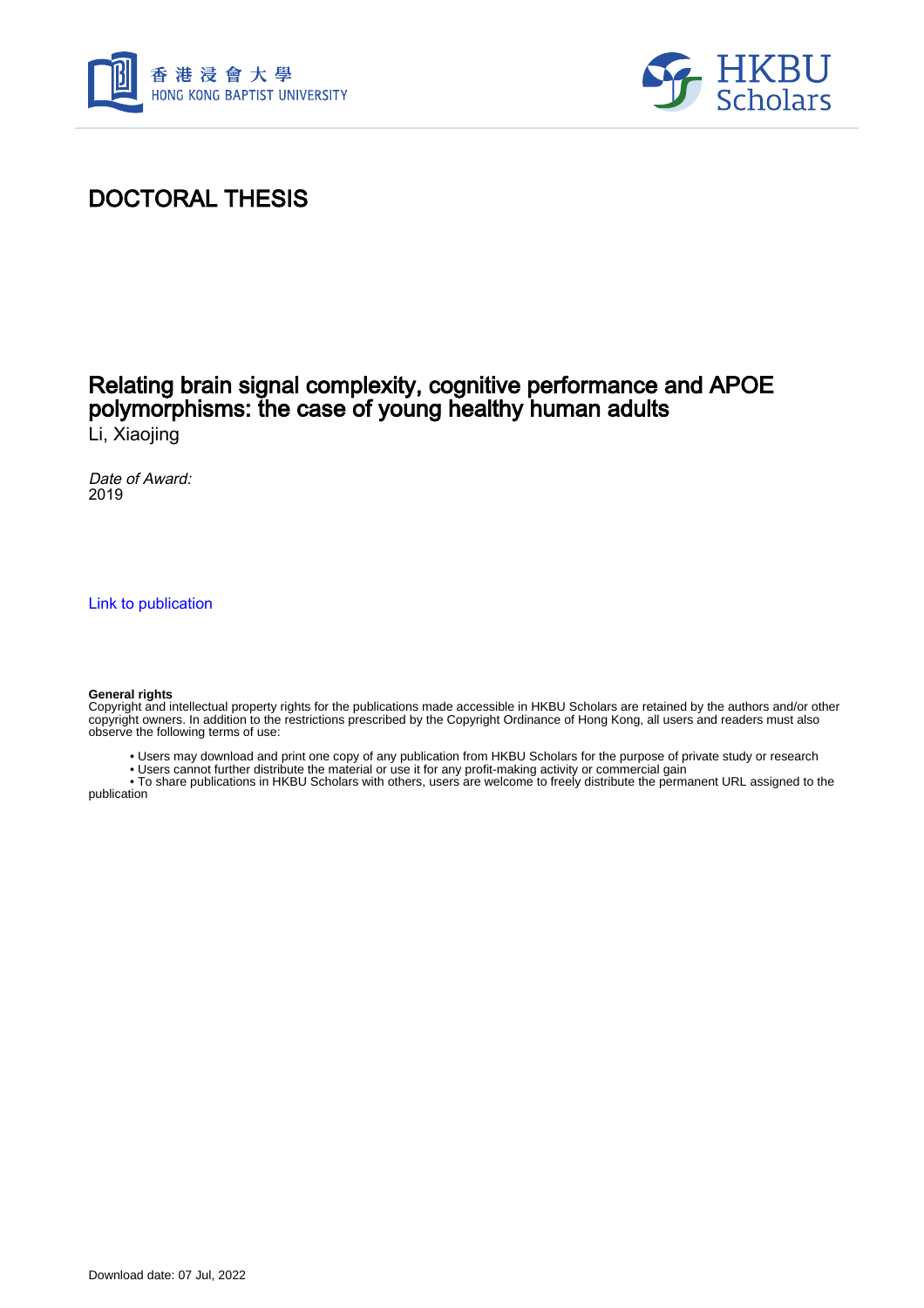# DOCTORAL THESIS

## Relating brain signal complexity, cognitive performance and APOE polymorphisms: the case of young healthy human adults

Li, Xiaojing

*Date of Award:*
2019

Link to publication

**General rights**
Copyright and intellectual property rights for the publications made accessible in HKBU Scholars are retained by the authors and/or other copyright owners. In addition to the restrictions prescribed by the Copyright Ordinance of Hong Kong, all users and readers must also observe the following terms of use:

- Users may download and print one copy of any publication from HKBU Scholars for the purpose of private study or research
- Users cannot further distribute the material or use it for any profit-making activity or commercial gain
- To share publications in HKBU Scholars with others, users are welcome to freely distribute the permanent URL assigned to the publication

Download date: 07 Jul, 2022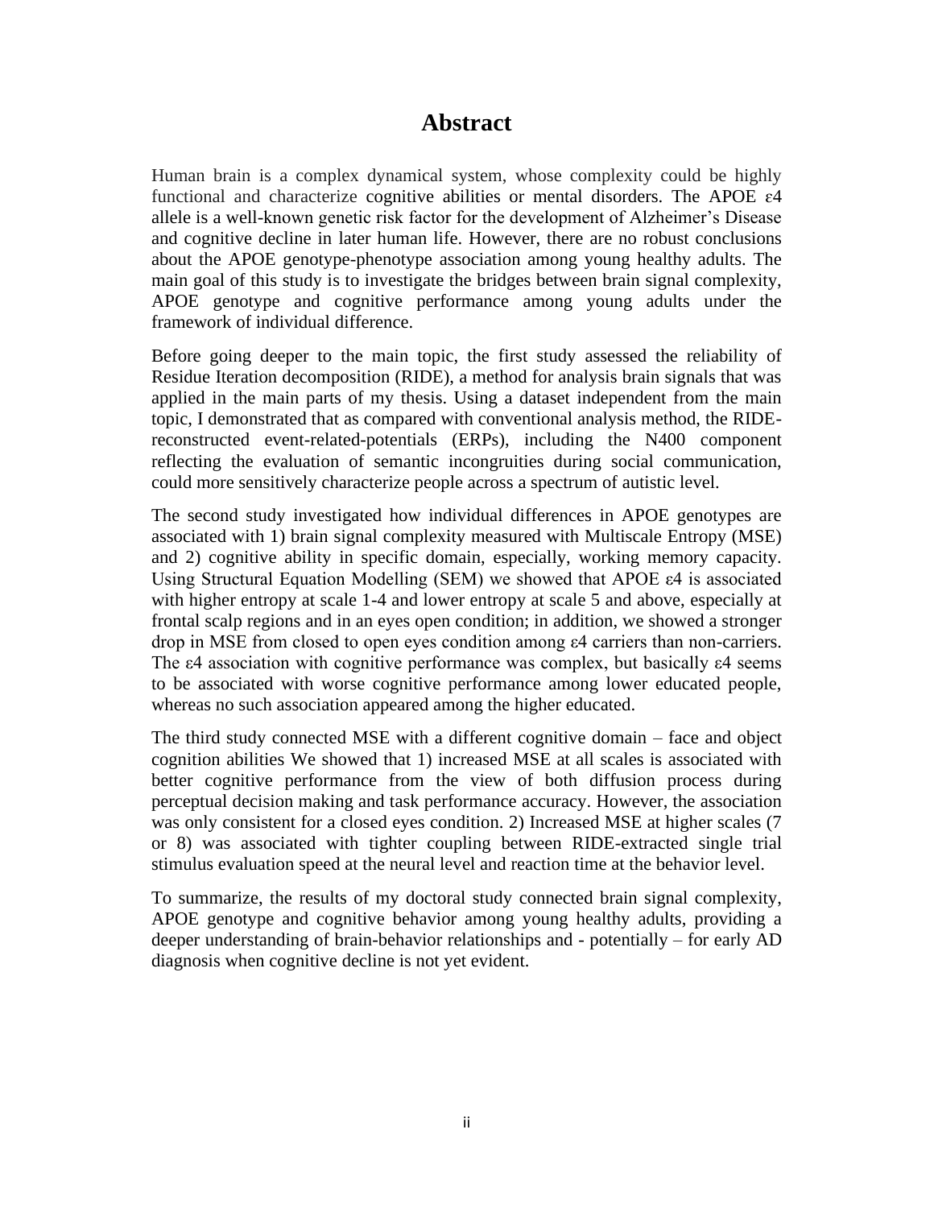# Abstract

Human brain is a complex dynamical system, whose complexity could be highly functional and characterize cognitive abilities or mental disorders. The APOE ε4 allele is a well-known genetic risk factor for the development of Alzheimer's Disease and cognitive decline in later human life. However, there are no robust conclusions about the APOE genotype-phenotype association among young healthy adults. The main goal of this study is to investigate the bridges between brain signal complexity, APOE genotype and cognitive performance among young adults under the framework of individual difference.

Before going deeper to the main topic, the first study assessed the reliability of Residue Iteration decomposition (RIDE), a method for analysis brain signals that was applied in the main parts of my thesis. Using a dataset independent from the main topic, I demonstrated that as compared with conventional analysis method, the RIDE-reconstructed event-related-potentials (ERPs), including the N400 component reflecting the evaluation of semantic incongruities during social communication, could more sensitively characterize people across a spectrum of autistic level.

The second study investigated how individual differences in APOE genotypes are associated with 1) brain signal complexity measured with Multiscale Entropy (MSE) and 2) cognitive ability in specific domain, especially, working memory capacity. Using Structural Equation Modelling (SEM) we showed that APOE ε4 is associated with higher entropy at scale 1-4 and lower entropy at scale 5 and above, especially at frontal scalp regions and in an eyes open condition; in addition, we showed a stronger drop in MSE from closed to open eyes condition among ε4 carriers than non-carriers. The ε4 association with cognitive performance was complex, but basically ε4 seems to be associated with worse cognitive performance among lower educated people, whereas no such association appeared among the higher educated.

The third study connected MSE with a different cognitive domain – face and object cognition abilities We showed that 1) increased MSE at all scales is associated with better cognitive performance from the view of both diffusion process during perceptual decision making and task performance accuracy. However, the association was only consistent for a closed eyes condition. 2) Increased MSE at higher scales (7 or 8) was associated with tighter coupling between RIDE-extracted single trial stimulus evaluation speed at the neural level and reaction time at the behavior level.

To summarize, the results of my doctoral study connected brain signal complexity, APOE genotype and cognitive behavior among young healthy adults, providing a deeper understanding of brain-behavior relationships and - potentially – for early AD diagnosis when cognitive decline is not yet evident.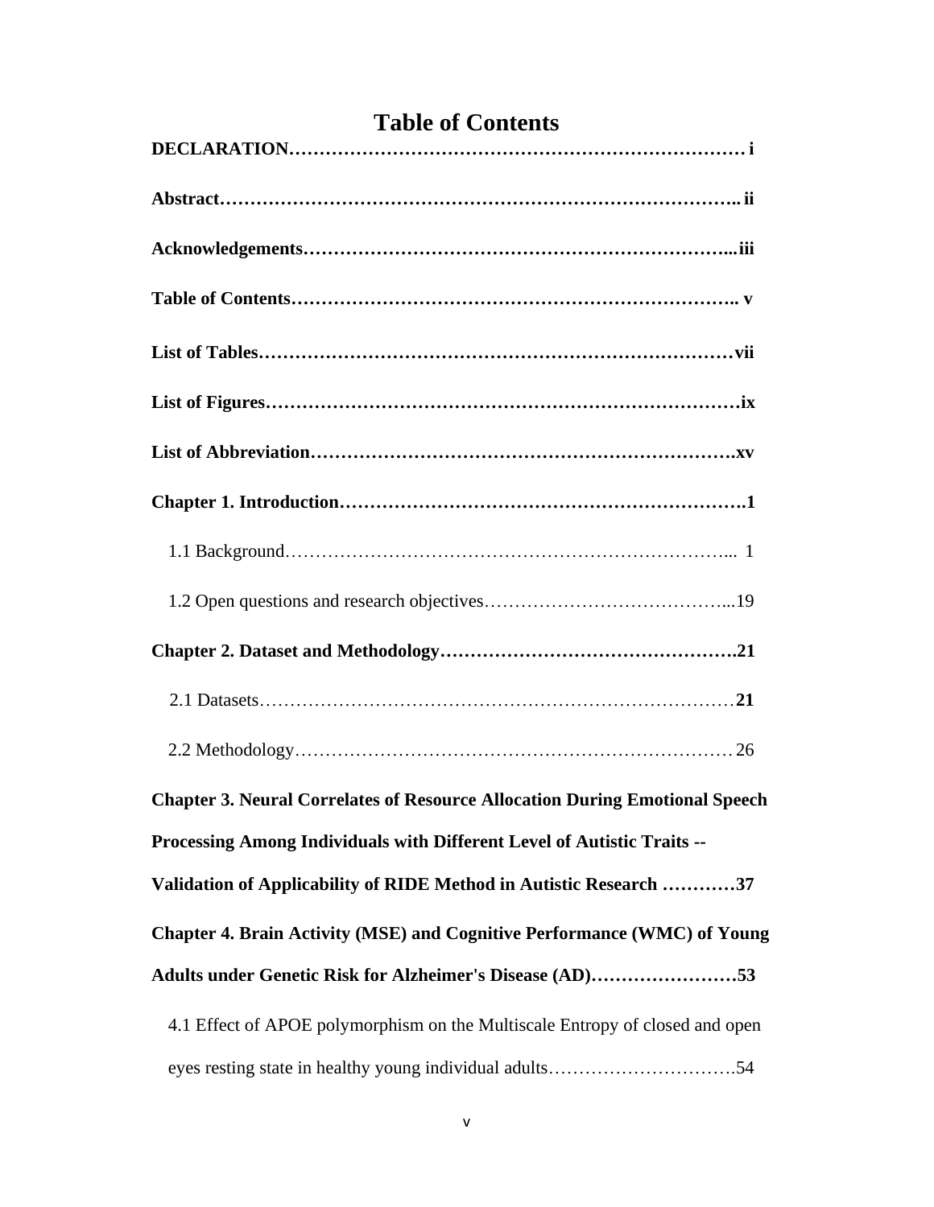# Table of Contents

**DECLARATION……………………………………………………………… i**

**Abstract……………………………………………………………………….. ii**

**Acknowledgements…………………………………………………………...iii**

**Table of Contents…………………………………………………………….. v**

**List of Tables…………………………………………………………………vii**

**List of Figures…………………………………………………………………ix**

**List of Abbreviation…………………………………………………………….xv**

**Chapter 1. Introduction………………………………………………………….1**

1.1 Background………………………………………………………………... 1

1.2 Open questions and research objectives…………………………………...19

**Chapter 2. Dataset and Methodology……………………………………….21**

2.1 Datasets…………………………………………………………………… **21**

2.2 Methodology……………………………………………………………… 26

**Chapter 3. Neural Correlates of Resource Allocation During Emotional Speech Processing Among Individuals with Different Level of Autistic Traits -- Validation of Applicability of RIDE Method in Autistic Research …………37**

**Chapter 4. Brain Activity (MSE) and Cognitive Performance (WMC) of Young Adults under Genetic Risk for Alzheimer's Disease (AD)……………………53**

4.1 Effect of APOE polymorphism on the Multiscale Entropy of closed and open eyes resting state in healthy young individual adults………………………….54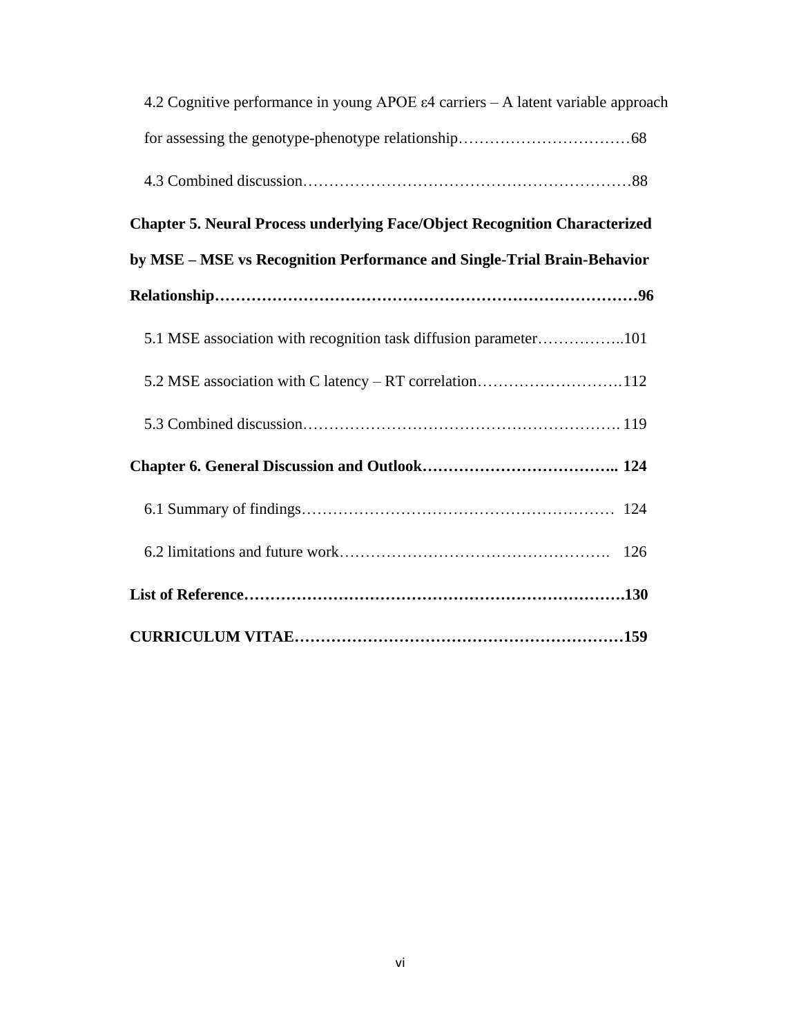4.2 Cognitive performance in young APOE ε4 carriers – A latent variable approach for assessing the genotype-phenotype relationship……………………………68

4.3 Combined discussion……………………………………………………88

**Chapter 5. Neural Process underlying Face/Object Recognition Characterized by MSE – MSE vs Recognition Performance and Single-Trial Brain-Behavior Relationship………………………………………………………………………96**

5.1 MSE association with recognition task diffusion parameter……………..101

5.2 MSE association with C latency – RT correlation……………………….112

5.3 Combined discussion…………………………………………………. 119

**Chapter 6. General Discussion and Outlook……………………………….. 124**

6.1 Summary of findings…………………………………………………… 124

6.2 limitations and future work……………………………………………. 126

**List of Reference………………………………………………………………130**

**CURRICULUM VITAE………………………………………………………159**